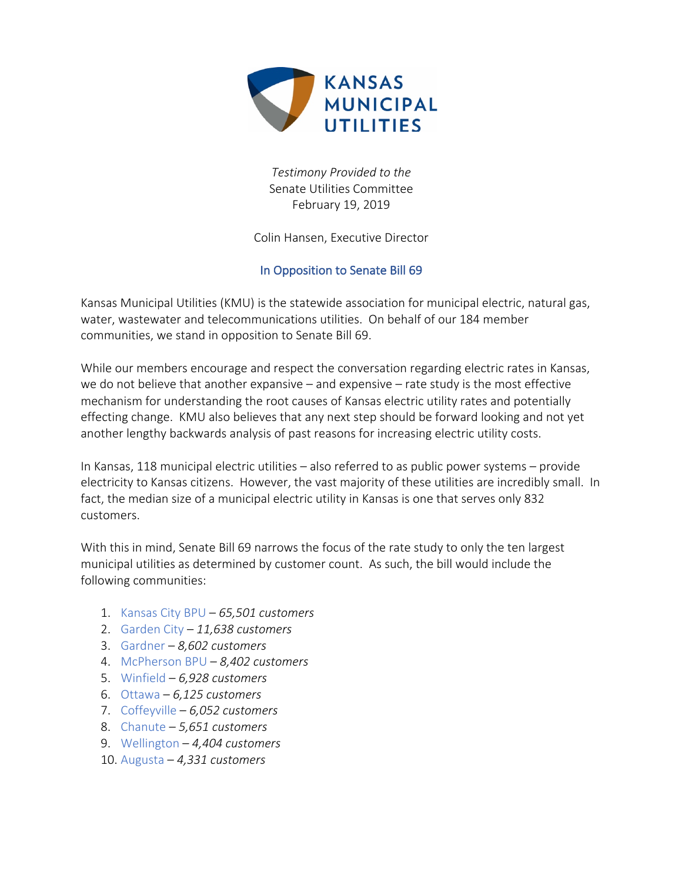**KANSAS MUNICIPAL UTILITIES**

*Testimony Provided to the*
Senate Utilities Committee
February 19, 2019

Colin Hansen, Executive Director

## In Opposition to Senate Bill 69

Kansas Municipal Utilities (KMU) is the statewide association for municipal electric, natural gas, water, wastewater and telecommunications utilities. On behalf of our 184 member communities, we stand in opposition to Senate Bill 69.

While our members encourage and respect the conversation regarding electric rates in Kansas, we do not believe that another expansive – and expensive – rate study is the most effective mechanism for understanding the root causes of Kansas electric utility rates and potentially effecting change. KMU also believes that any next step should be forward looking and not yet another lengthy backwards analysis of past reasons for increasing electric utility costs.

In Kansas, 118 municipal electric utilities – also referred to as public power systems – provide electricity to Kansas citizens. However, the vast majority of these utilities are incredibly small. In fact, the median size of a municipal electric utility in Kansas is one that serves only 832 customers.

With this in mind, Senate Bill 69 narrows the focus of the rate study to only the ten largest municipal utilities as determined by customer count. As such, the bill would include the following communities:

1. Kansas City BPU – *65,501 customers*
2. Garden City – *11,638 customers*
3. Gardner – *8,602 customers*
4. McPherson BPU – *8,402 customers*
5. Winfield – *6,928 customers*
6. Ottawa – *6,125 customers*
7. Coffeyville – *6,052 customers*
8. Chanute – *5,651 customers*
9. Wellington – *4,404 customers*
10. Augusta – *4,331 customers*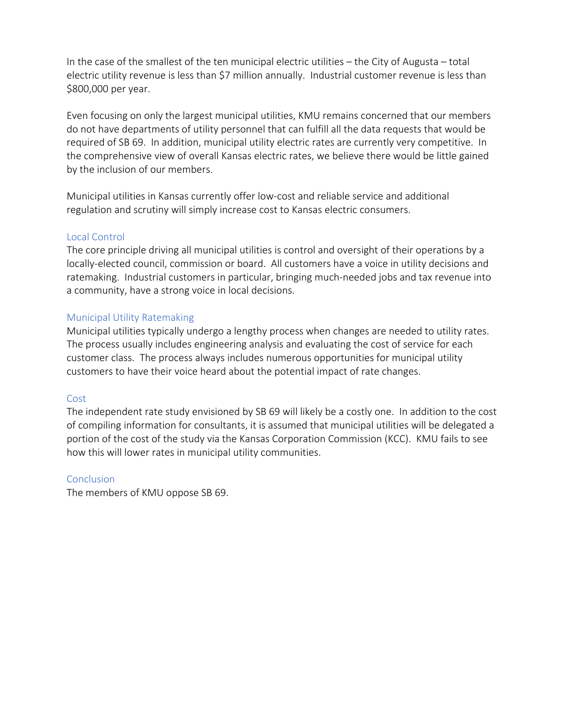In the case of the smallest of the ten municipal electric utilities – the City of Augusta – total electric utility revenue is less than $7 million annually. Industrial customer revenue is less than $800,000 per year.

Even focusing on only the largest municipal utilities, KMU remains concerned that our members do not have departments of utility personnel that can fulfill all the data requests that would be required of SB 69. In addition, municipal utility electric rates are currently very competitive. In the comprehensive view of overall Kansas electric rates, we believe there would be little gained by the inclusion of our members.

Municipal utilities in Kansas currently offer low-cost and reliable service and additional regulation and scrutiny will simply increase cost to Kansas electric consumers.

## Local Control

The core principle driving all municipal utilities is control and oversight of their operations by a locally-elected council, commission or board. All customers have a voice in utility decisions and ratemaking. Industrial customers in particular, bringing much-needed jobs and tax revenue into a community, have a strong voice in local decisions.

## Municipal Utility Ratemaking

Municipal utilities typically undergo a lengthy process when changes are needed to utility rates. The process usually includes engineering analysis and evaluating the cost of service for each customer class. The process always includes numerous opportunities for municipal utility customers to have their voice heard about the potential impact of rate changes.

## Cost

The independent rate study envisioned by SB 69 will likely be a costly one. In addition to the cost of compiling information for consultants, it is assumed that municipal utilities will be delegated a portion of the cost of the study via the Kansas Corporation Commission (KCC). KMU fails to see how this will lower rates in municipal utility communities.

## Conclusion

The members of KMU oppose SB 69.